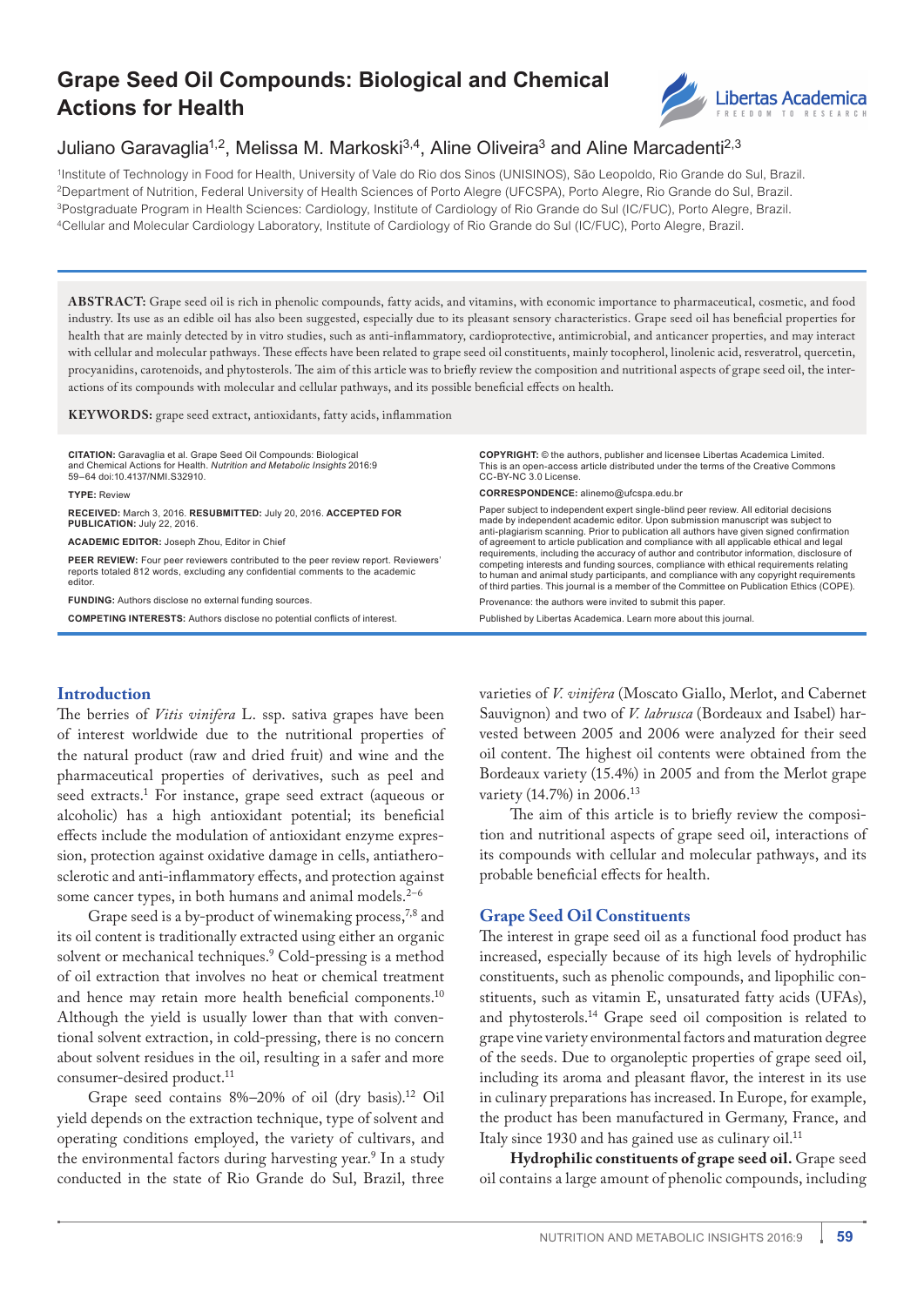# Grape Seed Oil Compounds: Biological and Chemical Actions for Health

Juliano Garavaglia[1,2], Melissa M. Markoski[3,4], Aline Oliveira[3] and Aline Marcadenti[2,3]

[1]Institute of Technology in Food for Health, University of Vale do Rio dos Sinos (UNISINOS), São Leopoldo, Rio Grande do Sul, Brazil. [2]Department of Nutrition, Federal University of Health Sciences of Porto Alegre (UFCSPA), Porto Alegre, Rio Grande do Sul, Brazil. [3]Postgraduate Program in Health Sciences: Cardiology, Institute of Cardiology of Rio Grande do Sul (IC/FUC), Porto Alegre, Brazil. [4]Cellular and Molecular Cardiology Laboratory, Institute of Cardiology of Rio Grande do Sul (IC/FUC), Porto Alegre, Brazil.

**ABSTRACT:** Grape seed oil is rich in phenolic compounds, fatty acids, and vitamins, with economic importance to pharmaceutical, cosmetic, and food industry. Its use as an edible oil has also been suggested, especially due to its pleasant sensory characteristics. Grape seed oil has beneficial properties for health that are mainly detected by in vitro studies, such as anti-inflammatory, cardioprotective, antimicrobial, and anticancer properties, and may interact with cellular and molecular pathways. These effects have been related to grape seed oil constituents, mainly tocopherol, linolenic acid, resveratrol, quercetin, procyanidins, carotenoids, and phytosterols. The aim of this article was to briefly review the composition and nutritional aspects of grape seed oil, the interactions of its compounds with molecular and cellular pathways, and its possible beneficial effects on health.

**KEYWORDS:** grape seed extract, antioxidants, fatty acids, inflammation

**CITATION:** Garavaglia et al. Grape Seed Oil Compounds: Biological and Chemical Actions for Health. *Nutrition and Metabolic Insights* 2016:9 59–64 doi:10.4137/NMI.S32910.

**TYPE:** Review

**RECEIVED:** March 3, 2016. **RESUBMITTED:** July 20, 2016. **ACCEPTED FOR PUBLICATION:** July 22, 2016.

**ACADEMIC EDITOR:** Joseph Zhou, Editor in Chief

**PEER REVIEW:** Four peer reviewers contributed to the peer review report. Reviewers' reports totaled 812 words, excluding any confidential comments to the academic editor.

**FUNDING:** Authors disclose no external funding sources.

**COMPETING INTERESTS:** Authors disclose no potential conflicts of interest.

**COPYRIGHT:** © the authors, publisher and licensee Libertas Academica Limited. This is an open-access article distributed under the terms of the Creative Commons CC-BY-NC 3.0 License.

**CORRESPONDENCE:** alinemo@ufcspa.edu.br

Paper subject to independent expert single-blind peer review. All editorial decisions made by independent academic editor. Upon submission manuscript was subject to anti-plagiarism scanning. Prior to publication all authors have given signed confirmation of agreement to article publication and compliance with all applicable ethical and legal requirements, including the accuracy of author and contributor information, disclosure of competing interests and funding sources, compliance with ethical requirements relating to human and animal study participants, and compliance with any copyright requirements of third parties. This journal is a member of the Committee on Publication Ethics (COPE).

Provenance: the authors were invited to submit this paper.

Published by Libertas Academica. Learn more about this journal.

## Introduction

The berries of *Vitis vinifera* L. ssp. sativa grapes have been of interest worldwide due to the nutritional properties of the natural product (raw and dried fruit) and wine and the pharmaceutical properties of derivatives, such as peel and seed extracts.[1] For instance, grape seed extract (aqueous or alcoholic) has a high antioxidant potential; its beneficial effects include the modulation of antioxidant enzyme expression, protection against oxidative damage in cells, antiatherosclerotic and anti-inflammatory effects, and protection against some cancer types, in both humans and animal models.[2–6]

Grape seed is a by-product of winemaking process,[7,8] and its oil content is traditionally extracted using either an organic solvent or mechanical techniques.[9] Cold-pressing is a method of oil extraction that involves no heat or chemical treatment and hence may retain more health beneficial components.[10] Although the yield is usually lower than that with conventional solvent extraction, in cold-pressing, there is no concern about solvent residues in the oil, resulting in a safer and more consumer-desired product.[11]

Grape seed contains 8%–20% of oil (dry basis).[12] Oil yield depends on the extraction technique, type of solvent and operating conditions employed, the variety of cultivars, and the environmental factors during harvesting year.[9] In a study conducted in the state of Rio Grande do Sul, Brazil, three varieties of *V. vinifera* (Moscato Giallo, Merlot, and Cabernet Sauvignon) and two of *V. labrusca* (Bordeaux and Isabel) harvested between 2005 and 2006 were analyzed for their seed oil content. The highest oil contents were obtained from the Bordeaux variety (15.4%) in 2005 and from the Merlot grape variety (14.7%) in 2006.[13]

The aim of this article is to briefly review the composition and nutritional aspects of grape seed oil, interactions of its compounds with cellular and molecular pathways, and its probable beneficial effects for health.

## Grape Seed Oil Constituents

The interest in grape seed oil as a functional food product has increased, especially because of its high levels of hydrophilic constituents, such as phenolic compounds, and lipophilic constituents, such as vitamin E, unsaturated fatty acids (UFAs), and phytosterols.[14] Grape seed oil composition is related to grape vine variety environmental factors and maturation degree of the seeds. Due to organoleptic properties of grape seed oil, including its aroma and pleasant flavor, the interest in its use in culinary preparations has increased. In Europe, for example, the product has been manufactured in Germany, France, and Italy since 1930 and has gained use as culinary oil.[11]

**Hydrophilic constituents of grape seed oil.** Grape seed oil contains a large amount of phenolic compounds, including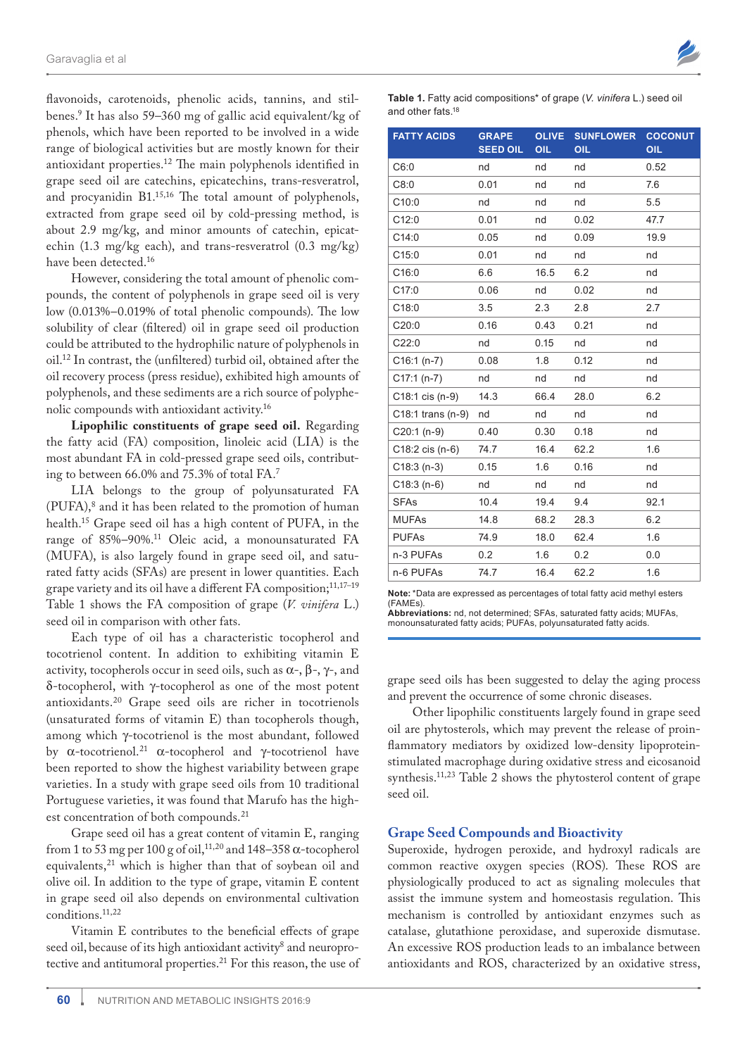flavonoids, carotenoids, phenolic acids, tannins, and stilbenes.[9] It has also 59–360 mg of gallic acid equivalent/kg of phenols, which have been reported to be involved in a wide range of biological activities but are mostly known for their antioxidant properties.[12] The main polyphenols identified in grape seed oil are catechins, epicatechins, trans-resveratrol, and procyanidin B1.[15,16] The total amount of polyphenols, extracted from grape seed oil by cold-pressing method, is about 2.9 mg/kg, and minor amounts of catechin, epicatechin (1.3 mg/kg each), and trans-resveratrol (0.3 mg/kg) have been detected.[16]

However, considering the total amount of phenolic compounds, the content of polyphenols in grape seed oil is very low (0.013%–0.019% of total phenolic compounds). The low solubility of clear (filtered) oil in grape seed oil production could be attributed to the hydrophilic nature of polyphenols in oil.[12] In contrast, the (unfiltered) turbid oil, obtained after the oil recovery process (press residue), exhibited high amounts of polyphenols, and these sediments are a rich source of polyphenolic compounds with antioxidant activity.[16]

**Lipophilic constituents of grape seed oil.** Regarding the fatty acid (FA) composition, linoleic acid (LIA) is the most abundant FA in cold-pressed grape seed oils, contributing to between 66.0% and 75.3% of total FA.[7]

LIA belongs to the group of polyunsaturated FA (PUFA),[8] and it has been related to the promotion of human health.[15] Grape seed oil has a high content of PUFA, in the range of 85%–90%.[11] Oleic acid, a monounsaturated FA (MUFA), is also largely found in grape seed oil, and saturated fatty acids (SFAs) are present in lower quantities. Each grape variety and its oil have a different FA composition;[11,17–19] Table 1 shows the FA composition of grape (*V. vinifera* L.) seed oil in comparison with other fats.

**Table 1.** Fatty acid compositions* of grape (*V. vinifera* L.) seed oil and other fats.[18]

| FATTY ACIDS | GRAPE SEED OIL | OLIVE OIL | SUNFLOWER OIL | COCONUT OIL |
|---|---|---|---|---|
| C6:0 | nd | nd | nd | 0.52 |
| C8:0 | 0.01 | nd | nd | 7.6 |
| C10:0 | nd | nd | nd | 5.5 |
| C12:0 | 0.01 | nd | 0.02 | 47.7 |
| C14:0 | 0.05 | nd | 0.09 | 19.9 |
| C15:0 | 0.01 | nd | nd | nd |
| C16:0 | 6.6 | 16.5 | 6.2 | nd |
| C17:0 | 0.06 | nd | 0.02 | nd |
| C18:0 | 3.5 | 2.3 | 2.8 | 2.7 |
| C20:0 | 0.16 | 0.43 | 0.21 | nd |
| C22:0 | nd | 0.15 | nd | nd |
| C16:1 (n-7) | 0.08 | 1.8 | 0.12 | nd |
| C17:1 (n-7) | nd | nd | nd | nd |
| C18:1 cis (n-9) | 14.3 | 66.4 | 28.0 | 6.2 |
| C18:1 trans (n-9) | nd | nd | nd | nd |
| C20:1 (n-9) | 0.40 | 0.30 | 0.18 | nd |
| C18:2 cis (n-6) | 74.7 | 16.4 | 62.2 | 1.6 |
| C18:3 (n-3) | 0.15 | 1.6 | 0.16 | nd |
| C18:3 (n-6) | nd | nd | nd | nd |
| SFAs | 10.4 | 19.4 | 9.4 | 92.1 |
| MUFAs | 14.8 | 68.2 | 28.3 | 6.2 |
| PUFAs | 74.9 | 18.0 | 62.4 | 1.6 |
| n-3 PUFAs | 0.2 | 1.6 | 0.2 | 0.0 |
| n-6 PUFAs | 74.7 | 16.4 | 62.2 | 1.6 |

**Note:** *Data are expressed as percentages of total fatty acid methyl esters (FAMEs).
**Abbreviations:** nd, not determined; SFAs, saturated fatty acids; MUFAs, monounsaturated fatty acids; PUFAs, polyunsaturated fatty acids.

Each type of oil has a characteristic tocopherol and tocotrienol content. In addition to exhibiting vitamin E activity, tocopherols occur in seed oils, such as α-, β-, γ-, and δ-tocopherol, with γ-tocopherol as one of the most potent antioxidants.[20] Grape seed oils are richer in tocotrienols (unsaturated forms of vitamin E) than tocopherols though, among which γ-tocotrienol is the most abundant, followed by α-tocotrienol.[21] α-tocopherol and γ-tocotrienol have been reported to show the highest variability between grape varieties. In a study with grape seed oils from 10 traditional Portuguese varieties, it was found that Marufo has the highest concentration of both compounds.[21]

Grape seed oil has a great content of vitamin E, ranging from 1 to 53 mg per 100 g of oil,[11,20] and 148–358 α-tocopherol equivalents,[21] which is higher than that of soybean oil and olive oil. In addition to the type of grape, vitamin E content in grape seed oil also depends on environmental cultivation conditions.[11,22]

Vitamin E contributes to the beneficial effects of grape seed oil, because of its high antioxidant activity[8] and neuroprotective and antitumoral properties.[21] For this reason, the use of grape seed oils has been suggested to delay the aging process and prevent the occurrence of some chronic diseases.

Other lipophilic constituents largely found in grape seed oil are phytosterols, which may prevent the release of proinflammatory mediators by oxidized low-density lipoprotein-stimulated macrophage during oxidative stress and eicosanoid synthesis.[11,23] Table 2 shows the phytosterol content of grape seed oil.

## Grape Seed Compounds and Bioactivity

Superoxide, hydrogen peroxide, and hydroxyl radicals are common reactive oxygen species (ROS). These ROS are physiologically produced to act as signaling molecules that assist the immune system and homeostasis regulation. This mechanism is controlled by antioxidant enzymes such as catalase, glutathione peroxidase, and superoxide dismutase. An excessive ROS production leads to an imbalance between antioxidants and ROS, characterized by an oxidative stress,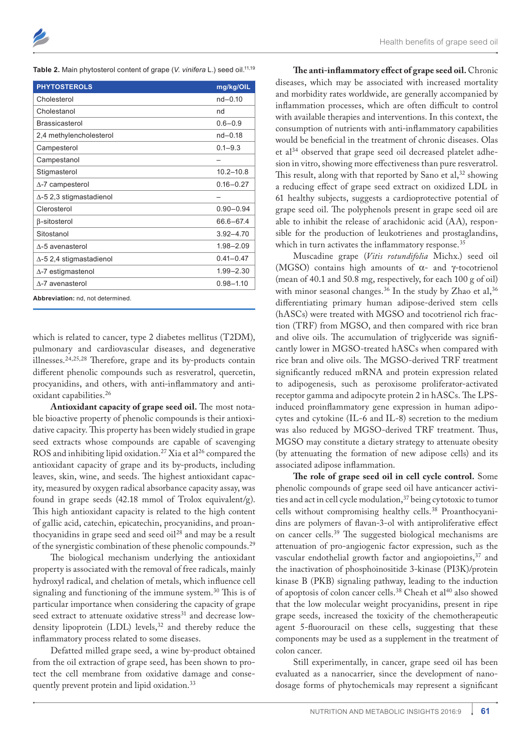**Table 2.** Main phytosterol content of grape (*V. vinifera* L.) seed oil.[11,19]

| PHYTOSTEROLS | mg/kg/OIL |
|---|---|
| Cholesterol | nd–0.10 |
| Cholestanol | nd |
| Brassicasterol | 0.6–0.9 |
| 2,4 methylencholesterol | nd–0.18 |
| Campesterol | 0.1–9.3 |
| Campestanol | – |
| Stigmasterol | 10.2–10.8 |
| Δ-7 campesterol | 0.16–0.27 |
| Δ-5 2,3 stigmastadienol | – |
| Clerosterol | 0.90–0.94 |
| β-sitosterol | 66.6–67.4 |
| Sitostanol | 3.92–4.70 |
| Δ-5 avenasterol | 1.98–2.09 |
| Δ-5 2,4 stigmastadienol | 0.41–0.47 |
| Δ-7 estigmastenol | 1.99–2.30 |
| Δ-7 avenasterol | 0.98–1.10 |

**Abbreviation:** nd, not determined.

which is related to cancer, type 2 diabetes mellitus (T2DM), pulmonary and cardiovascular diseases, and degenerative illnesses.[24,25,28] Therefore, grape and its by-products contain different phenolic compounds such as resveratrol, quercetin, procyanidins, and others, with anti-inflammatory and antioxidant capabilities.[26]

**Antioxidant capacity of grape seed oil.** The most notable bioactive property of phenolic compounds is their antioxidative capacity. This property has been widely studied in grape seed extracts whose compounds are capable of scavenging ROS and inhibiting lipid oxidation.[27] Xia et al[26] compared the antioxidant capacity of grape and its by-products, including leaves, skin, wine, and seeds. The highest antioxidant capacity, measured by oxygen radical absorbance capacity assay, was found in grape seeds (42.18 mmol of Trolox equivalent/g). This high antioxidant capacity is related to the high content of gallic acid, catechin, epicatechin, procyanidins, and proanthocyanidins in grape seed and seed oil[28] and may be a result of the synergistic combination of these phenolic compounds.[29]

The biological mechanism underlying the antioxidant property is associated with the removal of free radicals, mainly hydroxyl radical, and chelation of metals, which influence cell signaling and functioning of the immune system.[30] This is of particular importance when considering the capacity of grape seed extract to attenuate oxidative stress[31] and decrease low-density lipoprotein (LDL) levels,[32] and thereby reduce the inflammatory process related to some diseases.

Defatted milled grape seed, a wine by-product obtained from the oil extraction of grape seed, has been shown to protect the cell membrane from oxidative damage and consequently prevent protein and lipid oxidation.[33]

**The anti-inflammatory effect of grape seed oil.** Chronic diseases, which may be associated with increased mortality and morbidity rates worldwide, are generally accompanied by inflammation processes, which are often difficult to control with available therapies and interventions. In this context, the consumption of nutrients with anti-inflammatory capabilities would be beneficial in the treatment of chronic diseases. Olas et al[34] observed that grape seed oil decreased platelet adhesion in vitro, showing more effectiveness than pure resveratrol. This result, along with that reported by Sano et al,[32] showing a reducing effect of grape seed extract on oxidized LDL in 61 healthy subjects, suggests a cardioprotective potential of grape seed oil. The polyphenols present in grape seed oil are able to inhibit the release of arachidonic acid (AA), responsible for the production of leukotrienes and prostaglandins, which in turn activates the inflammatory response.[35]

Muscadine grape (*Vitis rotundifolia* Michx.) seed oil (MGSO) contains high amounts of α- and γ-tocotrienol (mean of 40.1 and 50.8 mg, respectively, for each 100 g of oil) with minor seasonal changes.[36] In the study by Zhao et al,[36] differentiating primary human adipose-derived stem cells (hASCs) were treated with MGSO and tocotrienol rich fraction (TRF) from MGSO, and then compared with rice bran and olive oils. The accumulation of triglyceride was significantly lower in MGSO-treated hASCs when compared with rice bran and olive oils. The MGSO-derived TRF treatment significantly reduced mRNA and protein expression related to adipogenesis, such as peroxisome proliferator-activated receptor gamma and adipocyte protein 2 in hASCs. The LPS-induced proinflammatory gene expression in human adipocytes and cytokine (IL-6 and IL-8) secretion to the medium was also reduced by MGSO-derived TRF treatment. Thus, MGSO may constitute a dietary strategy to attenuate obesity (by attenuating the formation of new adipose cells) and its associated adipose inflammation.

**The role of grape seed oil in cell cycle control.** Some phenolic compounds of grape seed oil have anticancer activities and act in cell cycle modulation,[37] being cytotoxic to tumor cells without compromising healthy cells.[38] Proanthocyanidins are polymers of flavan-3-ol with antiproliferative effect on cancer cells.[39] The suggested biological mechanisms are attenuation of pro-angiogenic factor expression, such as the vascular endothelial growth factor and angiopoietins,[37] and the inactivation of phosphoinositide 3-kinase (PI3K)/protein kinase B (PKB) signaling pathway, leading to the induction of apoptosis of colon cancer cells.[38] Cheah et al[40] also showed that the low molecular weight procyanidins, present in ripe grape seeds, increased the toxicity of the chemotherapeutic agent 5-fluorouracil on these cells, suggesting that these components may be used as a supplement in the treatment of colon cancer.

Still experimentally, in cancer, grape seed oil has been evaluated as a nanocarrier, since the development of nanodosage forms of phytochemicals may represent a significant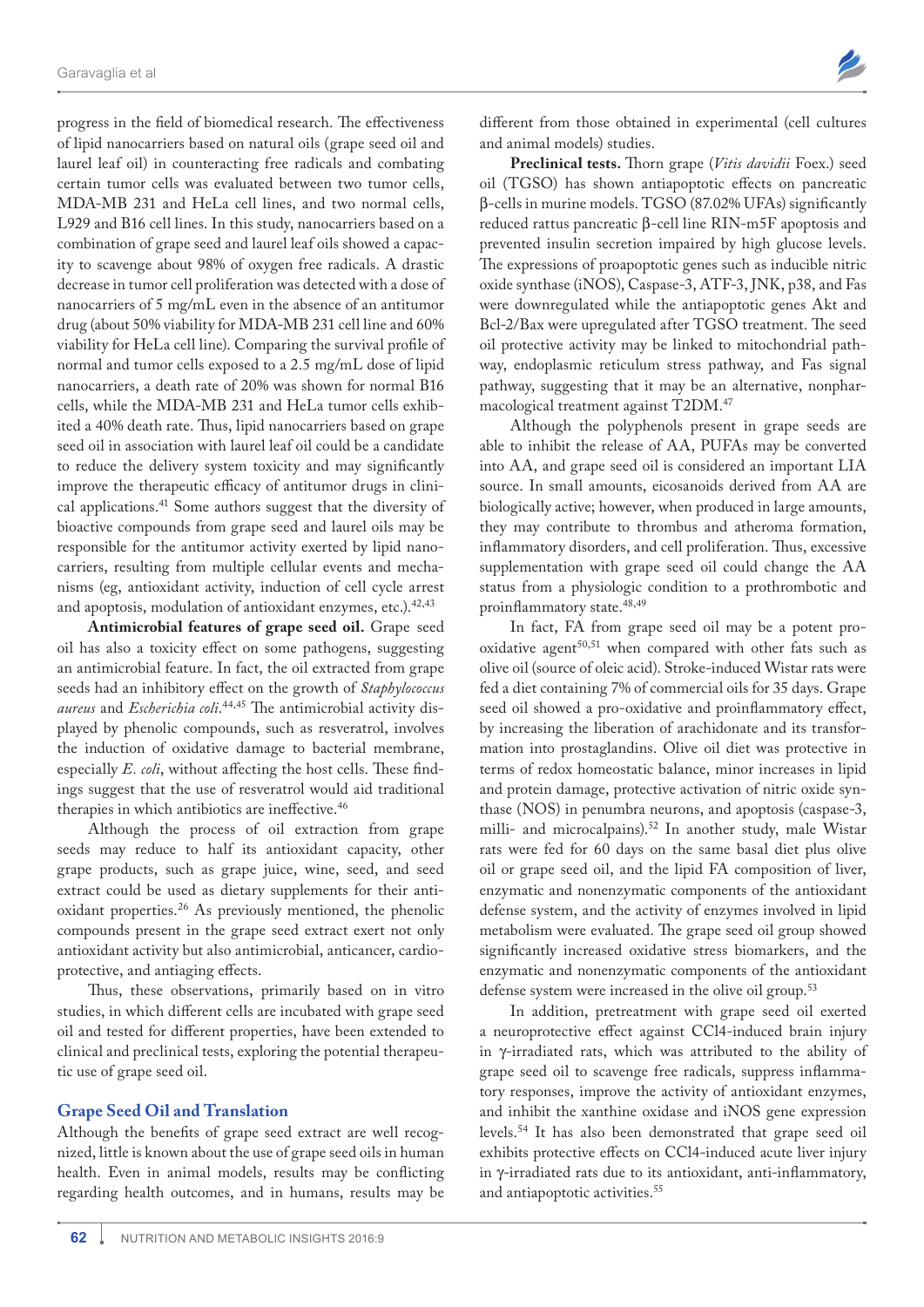progress in the field of biomedical research. The effectiveness of lipid nanocarriers based on natural oils (grape seed oil and laurel leaf oil) in counteracting free radicals and combating certain tumor cells was evaluated between two tumor cells, MDA-MB 231 and HeLa cell lines, and two normal cells, L929 and B16 cell lines. In this study, nanocarriers based on a combination of grape seed and laurel leaf oils showed a capacity to scavenge about 98% of oxygen free radicals. A drastic decrease in tumor cell proliferation was detected with a dose of nanocarriers of 5 mg/mL even in the absence of an antitumor drug (about 50% viability for MDA-MB 231 cell line and 60% viability for HeLa cell line). Comparing the survival profile of normal and tumor cells exposed to a 2.5 mg/mL dose of lipid nanocarriers, a death rate of 20% was shown for normal B16 cells, while the MDA-MB 231 and HeLa tumor cells exhibited a 40% death rate. Thus, lipid nanocarriers based on grape seed oil in association with laurel leaf oil could be a candidate to reduce the delivery system toxicity and may significantly improve the therapeutic efficacy of antitumor drugs in clinical applications.[41] Some authors suggest that the diversity of bioactive compounds from grape seed and laurel oils may be responsible for the antitumor activity exerted by lipid nanocarriers, resulting from multiple cellular events and mechanisms (eg, antioxidant activity, induction of cell cycle arrest and apoptosis, modulation of antioxidant enzymes, etc.).[42,43]

**Antimicrobial features of grape seed oil.** Grape seed oil has also a toxicity effect on some pathogens, suggesting an antimicrobial feature. In fact, the oil extracted from grape seeds had an inhibitory effect on the growth of *Staphylococcus aureus* and *Escherichia coli*.[44,45] The antimicrobial activity displayed by phenolic compounds, such as resveratrol, involves the induction of oxidative damage to bacterial membrane, especially *E. coli*, without affecting the host cells. These findings suggest that the use of resveratrol would aid traditional therapies in which antibiotics are ineffective.[46]

Although the process of oil extraction from grape seeds may reduce to half its antioxidant capacity, other grape products, such as grape juice, wine, seed, and seed extract could be used as dietary supplements for their antioxidant properties.[26] As previously mentioned, the phenolic compounds present in the grape seed extract exert not only antioxidant activity but also antimicrobial, anticancer, cardioprotective, and antiaging effects.

Thus, these observations, primarily based on in vitro studies, in which different cells are incubated with grape seed oil and tested for different properties, have been extended to clinical and preclinical tests, exploring the potential therapeutic use of grape seed oil.

## Grape Seed Oil and Translation

Although the benefits of grape seed extract are well recognized, little is known about the use of grape seed oils in human health. Even in animal models, results may be conflicting regarding health outcomes, and in humans, results may be different from those obtained in experimental (cell cultures and animal models) studies.

**Preclinical tests.** Thorn grape (*Vitis davidii* Foex.) seed oil (TGSO) has shown antiapoptotic effects on pancreatic β-cells in murine models. TGSO (87.02% UFAs) significantly reduced rattus pancreatic β-cell line RIN-m5F apoptosis and prevented insulin secretion impaired by high glucose levels. The expressions of proapoptotic genes such as inducible nitric oxide synthase (iNOS), Caspase-3, ATF-3, JNK, p38, and Fas were downregulated while the antiapoptotic genes Akt and Bcl-2/Bax were upregulated after TGSO treatment. The seed oil protective activity may be linked to mitochondrial pathway, endoplasmic reticulum stress pathway, and Fas signal pathway, suggesting that it may be an alternative, nonpharmacological treatment against T2DM.[47]

Although the polyphenols present in grape seeds are able to inhibit the release of AA, PUFAs may be converted into AA, and grape seed oil is considered an important LIA source. In small amounts, eicosanoids derived from AA are biologically active; however, when produced in large amounts, they may contribute to thrombus and atheroma formation, inflammatory disorders, and cell proliferation. Thus, excessive supplementation with grape seed oil could change the AA status from a physiologic condition to a prothrombotic and proinflammatory state.[48,49]

In fact, FA from grape seed oil may be a potent pro-oxidative agent[50,51] when compared with other fats such as olive oil (source of oleic acid). Stroke-induced Wistar rats were fed a diet containing 7% of commercial oils for 35 days. Grape seed oil showed a pro-oxidative and proinflammatory effect, by increasing the liberation of arachidonate and its transformation into prostaglandins. Olive oil diet was protective in terms of redox homeostatic balance, minor increases in lipid and protein damage, protective activation of nitric oxide synthase (NOS) in penumbra neurons, and apoptosis (caspase-3, milli- and microcalpains).[52] In another study, male Wistar rats were fed for 60 days on the same basal diet plus olive oil or grape seed oil, and the lipid FA composition of liver, enzymatic and nonenzymatic components of the antioxidant defense system, and the activity of enzymes involved in lipid metabolism were evaluated. The grape seed oil group showed significantly increased oxidative stress biomarkers, and the enzymatic and nonenzymatic components of the antioxidant defense system were increased in the olive oil group.[53]

In addition, pretreatment with grape seed oil exerted a neuroprotective effect against $CCl_4$-induced brain injury in γ-irradiated rats, which was attributed to the ability of grape seed oil to scavenge free radicals, suppress inflammatory responses, improve the activity of antioxidant enzymes, and inhibit the xanthine oxidase and iNOS gene expression levels.[54] It has also been demonstrated that grape seed oil exhibits protective effects on $CCl_4$-induced acute liver injury in γ-irradiated rats due to its antioxidant, anti-inflammatory, and antiapoptotic activities.[55]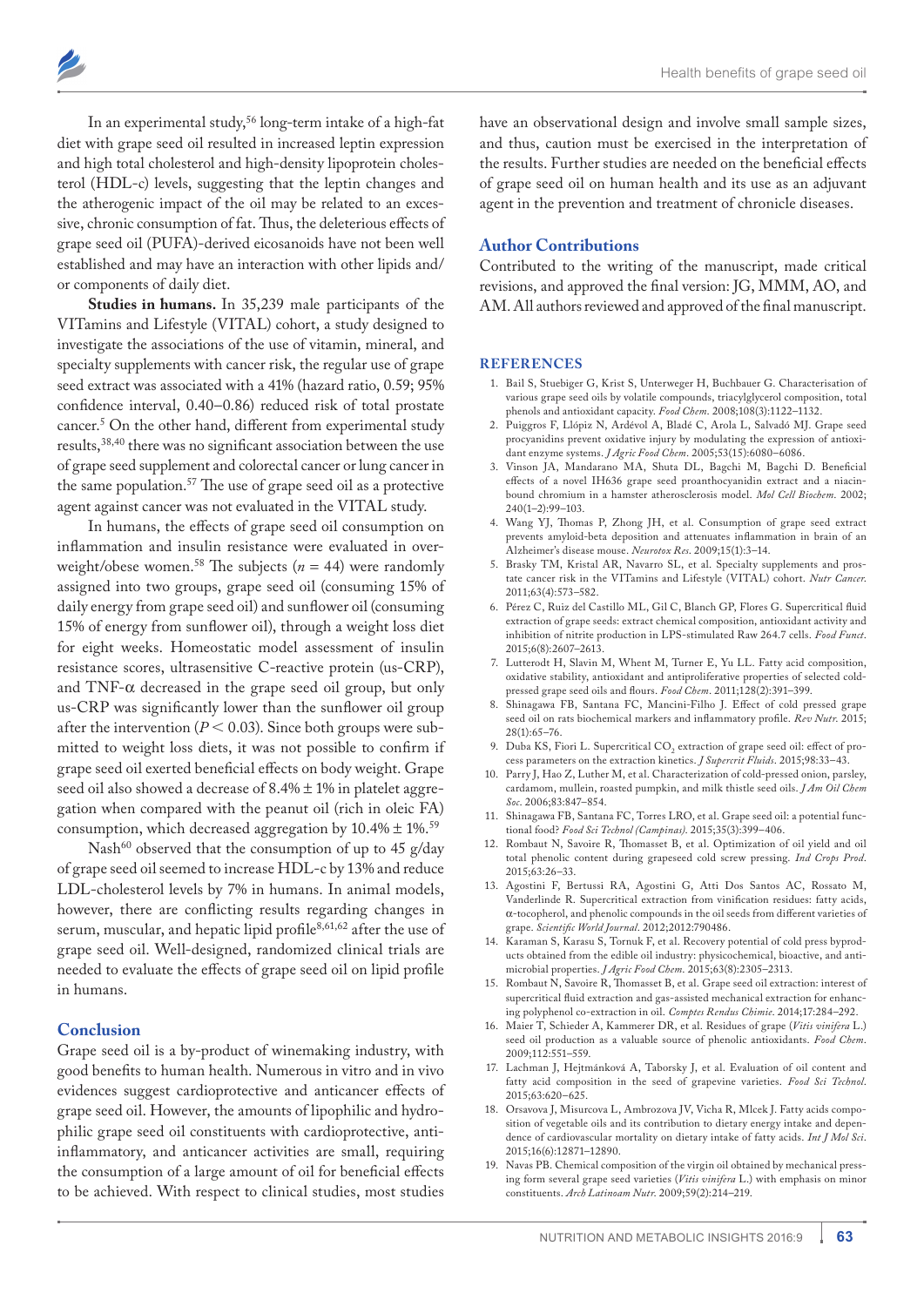In an experimental study,[56] long-term intake of a high-fat diet with grape seed oil resulted in increased leptin expression and high total cholesterol and high-density lipoprotein cholesterol (HDL-c) levels, suggesting that the leptin changes and the atherogenic impact of the oil may be related to an excessive, chronic consumption of fat. Thus, the deleterious effects of grape seed oil (PUFA)-derived eicosanoids have not been well established and may have an interaction with other lipids and/or components of daily diet.

**Studies in humans.** In 35,239 male participants of the VITamins and Lifestyle (VITAL) cohort, a study designed to investigate the associations of the use of vitamin, mineral, and specialty supplements with cancer risk, the regular use of grape seed extract was associated with a 41% (hazard ratio, 0.59; 95% confidence interval, 0.40–0.86) reduced risk of total prostate cancer.[5] On the other hand, different from experimental study results,[38,40] there was no significant association between the use of grape seed supplement and colorectal cancer or lung cancer in the same population.[57] The use of grape seed oil as a protective agent against cancer was not evaluated in the VITAL study.

In humans, the effects of grape seed oil consumption on inflammation and insulin resistance were evaluated in overweight/obese women.[58] The subjects ($n = 44$) were randomly assigned into two groups, grape seed oil (consuming 15% of daily energy from grape seed oil) and sunflower oil (consuming 15% of energy from sunflower oil), through a weight loss diet for eight weeks. Homeostatic model assessment of insulin resistance scores, ultrasensitive C-reactive protein (us-CRP), and TNF-$\alpha$ decreased in the grape seed oil group, but only us-CRP was significantly lower than the sunflower oil group after the intervention ($P < 0.03$). Since both groups were submitted to weight loss diets, it was not possible to confirm if grape seed oil exerted beneficial effects on body weight. Grape seed oil also showed a decrease of 8.4% ± 1% in platelet aggregation when compared with the peanut oil (rich in oleic FA) consumption, which decreased aggregation by 10.4% ± 1%.[59]

Nash[60] observed that the consumption of up to 45 g/day of grape seed oil seemed to increase HDL-c by 13% and reduce LDL-cholesterol levels by 7% in humans. In animal models, however, there are conflicting results regarding changes in serum, muscular, and hepatic lipid profile[8,61,62] after the use of grape seed oil. Well-designed, randomized clinical trials are needed to evaluate the effects of grape seed oil on lipid profile in humans.

## Conclusion

Grape seed oil is a by-product of winemaking industry, with good benefits to human health. Numerous in vitro and in vivo evidences suggest cardioprotective and anticancer effects of grape seed oil. However, the amounts of lipophilic and hydrophilic grape seed oil constituents with cardioprotective, anti-inflammatory, and anticancer activities are small, requiring the consumption of a large amount of oil for beneficial effects to be achieved. With respect to clinical studies, most studies have an observational design and involve small sample sizes, and thus, caution must be exercised in the interpretation of the results. Further studies are needed on the beneficial effects of grape seed oil on human health and its use as an adjuvant agent in the prevention and treatment of chronicle diseases.

## Author Contributions

Contributed to the writing of the manuscript, made critical revisions, and approved the final version: JG, MMM, AO, and AM. All authors reviewed and approved of the final manuscript.

## References

1. Bail S, Stuebiger G, Krist S, Unterweger H, Buchbauer G. Characterisation of various grape seed oils by volatile compounds, triacylglycerol composition, total phenols and antioxidant capacity. *Food Chem*. 2008;108(3):1122–1132.
2. Puiggros F, Llópiz N, Ardévol A, Bladé C, Arola L, Salvadó MJ. Grape seed procyanidins prevent oxidative injury by modulating the expression of antioxidant enzyme systems. *J Agric Food Chem*. 2005;53(15):6080–6086.
3. Vinson JA, Mandarano MA, Shuta DL, Bagchi M, Bagchi D. Beneficial effects of a novel IH636 grape seed proanthocyanidin extract and a niacin-bound chromium in a hamster atherosclerosis model. *Mol Cell Biochem*. 2002; 240(1–2):99–103.
4. Wang YJ, Thomas P, Zhong JH, et al. Consumption of grape seed extract prevents amyloid-beta deposition and attenuates inflammation in brain of an Alzheimer's disease mouse. *Neurotox Res*. 2009;15(1):3–14.
5. Brasky TM, Kristal AR, Navarro SL, et al. Specialty supplements and prostate cancer risk in the VITamins and Lifestyle (VITAL) cohort. *Nutr Cancer*. 2011;63(4):573–582.
6. Pérez C, Ruiz del Castillo ML, Gil C, Blanch GP, Flores G. Supercritical fluid extraction of grape seeds: extract chemical composition, antioxidant activity and inhibition of nitrite production in LPS-stimulated Raw 264.7 cells. *Food Funct*. 2015;6(8):2607–2613.
7. Lutterodt H, Slavin M, Whent M, Turner E, Yu LL. Fatty acid composition, oxidative stability, antioxidant and antiproliferative properties of selected cold-pressed grape seed oils and flours. *Food Chem*. 2011;128(2):391–399.
8. Shinagawa FB, Santana FC, Mancini-Filho J. Effect of cold pressed grape seed oil on rats biochemical markers and inflammatory profile. *Rev Nutr*. 2015; 28(1):65–76.
9. Duba KS, Fiori L. Supercritical $CO_2$ extraction of grape seed oil: effect of process parameters on the extraction kinetics. *J Supercrit Fluids*. 2015;98:33–43.
10. Parry J, Hao Z, Luther M, et al. Characterization of cold-pressed onion, parsley, cardamom, mullein, roasted pumpkin, and milk thistle seed oils. *J Am Oil Chem Soc*. 2006;83:847–854.
11. Shinagawa FB, Santana FC, Torres LRO, et al. Grape seed oil: a potential functional food? *Food Sci Technol (Campinas)*. 2015;35(3):399–406.
12. Rombaut N, Savoire R, Thomasset B, et al. Optimization of oil yield and oil total phenolic content during grapeseed cold screw pressing. *Ind Crops Prod*. 2015;63:26–33.
13. Agostini F, Bertussi RA, Agostini G, Atti Dos Santos AC, Rossato M, Vanderlinde R. Supercritical extraction from vinification residues: fatty acids, α-tocopherol, and phenolic compounds in the oil seeds from different varieties of grape. *Scientific World Journal*. 2012;2012:790486.
14. Karaman S, Karasu S, Tornuk F, et al. Recovery potential of cold press byproducts obtained from the edible oil industry: physicochemical, bioactive, and antimicrobial properties. *J Agric Food Chem*. 2015;63(8):2305–2313.
15. Rombaut N, Savoire R, Thomasset B, et al. Grape seed oil extraction: interest of supercritical fluid extraction and gas-assisted mechanical extraction for enhancing polyphenol co-extraction in oil. *Comptes Rendus Chimie*. 2014;17:284–292.
16. Maier T, Schieder A, Kammerer DR, et al. Residues of grape (*Vitis vinifera* L.) seed oil production as a valuable source of phenolic antioxidants. *Food Chem*. 2009;112:551–559.
17. Lachman J, Hejtmánková A, Taborsky J, et al. Evaluation of oil content and fatty acid composition in the seed of grapevine varieties. *Food Sci Technol*. 2015;63:620–625.
18. Orsavova J, Misurcova L, Ambrozova JV, Vicha R, Mlcek J. Fatty acids composition of vegetable oils and its contribution to dietary energy intake and dependence of cardiovascular mortality on dietary intake of fatty acids. *Int J Mol Sci*. 2015;16(6):12871–12890.
19. Navas PB. Chemical composition of the virgin oil obtained by mechanical pressing form several grape seed varieties (*Vitis vinifera* L.) with emphasis on minor constituents. *Arch Latinoam Nutr*. 2009;59(2):214–219.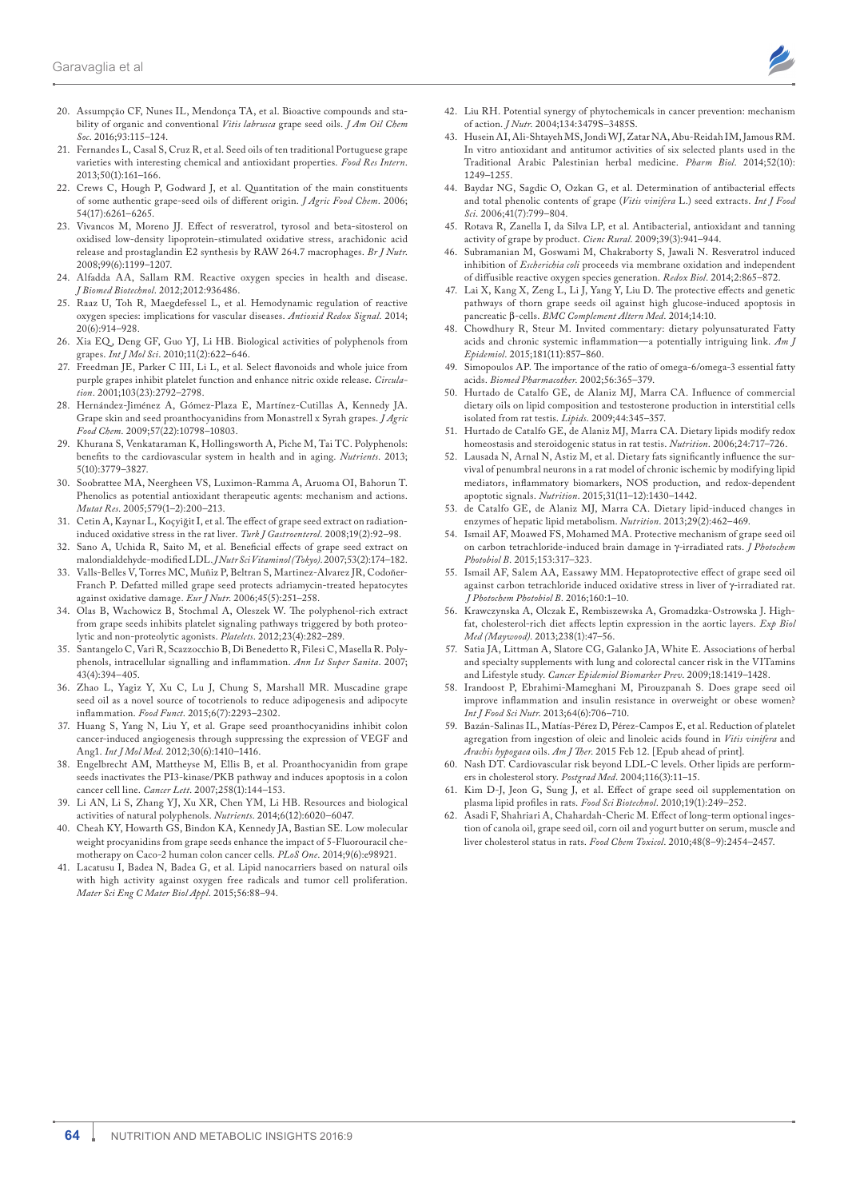20. Assumpção CF, Nunes IL, Mendonça TA, et al. Bioactive compounds and stability of organic and conventional *Vitis labrusca* grape seed oils. *J Am Oil Chem Soc*. 2016;93:115–124.
21. Fernandes L, Casal S, Cruz R, et al. Seed oils of ten traditional Portuguese grape varieties with interesting chemical and antioxidant properties. *Food Res Intern*. 2013;50(1):161–166.
22. Crews C, Hough P, Godward J, et al. Quantitation of the main constituents of some authentic grape-seed oils of different origin. *J Agric Food Chem*. 2006; 54(17):6261–6265.
23. Vivancos M, Moreno JJ. Effect of resveratrol, tyrosol and beta-sitosterol on oxidised low-density lipoprotein-stimulated oxidative stress, arachidonic acid release and prostaglandin E2 synthesis by RAW 264.7 macrophages. *Br J Nutr*. 2008;99(6):1199–1207.
24. Alfadda AA, Sallam RM. Reactive oxygen species in health and disease. *J Biomed Biotechnol*. 2012;2012:936486.
25. Raaz U, Toh R, Maegdefessel L, et al. Hemodynamic regulation of reactive oxygen species: implications for vascular diseases. *Antioxid Redox Signal*. 2014; 20(6):914–928.
26. Xia EQ, Deng GF, Guo YJ, Li HB. Biological activities of polyphenols from grapes. *Int J Mol Sci*. 2010;11(2):622–646.
27. Freedman JE, Parker C III, Li L, et al. Select flavonoids and whole juice from purple grapes inhibit platelet function and enhance nitric oxide release. *Circulation*. 2001;103(23):2792–2798.
28. Hernández-Jiménez A, Gómez-Plaza E, Martínez-Cutillas A, Kennedy JA. Grape skin and seed proanthocyanidins from Monastrell x Syrah grapes. *J Agric Food Chem*. 2009;57(22):10798–10803.
29. Khurana S, Venkataraman K, Hollingsworth A, Piche M, Tai TC. Polyphenols: benefits to the cardiovascular system in health and in aging. *Nutrients*. 2013; 5(10):3779–3827.
30. Soobrattee MA, Neergheen VS, Luximon-Ramma A, Aruoma OI, Bahorun T. Phenolics as potential antioxidant therapeutic agents: mechanism and actions. *Mutat Res*. 2005;579(1–2):200–213.
31. Cetin A, Kaynar L, Koçyiğit I, et al. The effect of grape seed extract on radiation-induced oxidative stress in the rat liver. *Turk J Gastroenterol*. 2008;19(2):92–98.
32. Sano A, Uchida R, Saito M, et al. Beneficial effects of grape seed extract on malondialdehyde-modified LDL. *J Nutr Sci Vitaminol (Tokyo)*. 2007;53(2):174–182.
33. Valls-Belles V, Torres MC, Muñiz P, Beltran S, Martinez-Alvarez JR, Codoñer-Franch P. Defatted milled grape seed protects adriamycin-treated hepatocytes against oxidative damage. *Eur J Nutr*. 2006;45(5):251–258.
34. Olas B, Wachowicz B, Stochmal A, Oleszek W. The polyphenol-rich extract from grape seeds inhibits platelet signaling pathways triggered by both proteolytic and non-proteolytic agonists. *Platelets*. 2012;23(4):282–289.
35. Santangelo C, Varì R, Scazzocchio B, Di Benedetto R, Filesi C, Masella R. Polyphenols, intracellular signalling and inflammation. *Ann Ist Super Sanita*. 2007; 43(4):394–405.
36. Zhao L, Yagiz Y, Xu C, Lu J, Chung S, Marshall MR. Muscadine grape seed oil as a novel source of tocotrienols to reduce adipogenesis and adipocyte inflammation. *Food Funct*. 2015;6(7):2293–2302.
37. Huang S, Yang N, Liu Y, et al. Grape seed proanthocyanidins inhibit colon cancer-induced angiogenesis through suppressing the expression of VEGF and Ang1. *Int J Mol Med*. 2012;30(6):1410–1416.
38. Engelbrecht AM, Mattheyse M, Ellis B, et al. Proanthocyanidin from grape seeds inactivates the PI3-kinase/PKB pathway and induces apoptosis in a colon cancer cell line. *Cancer Lett*. 2007;258(1):144–153.
39. Li AN, Li S, Zhang YJ, Xu XR, Chen YM, Li HB. Resources and biological activities of natural polyphenols. *Nutrients*. 2014;6(12):6020–6047.
40. Cheah KY, Howarth GS, Bindon KA, Kennedy JA, Bastian SE. Low molecular weight procyanidins from grape seeds enhance the impact of 5-Fluorouracil chemotherapy on Caco-2 human colon cancer cells. *PLoS One*. 2014;9(6):e98921.
41. Lacatusu I, Badea N, Badea G, et al. Lipid nanocarriers based on natural oils with high activity against oxygen free radicals and tumor cell proliferation. *Mater Sci Eng C Mater Biol Appl*. 2015;56:88–94.
42. Liu RH. Potential synergy of phytochemicals in cancer prevention: mechanism of action. *J Nutr*. 2004;134:3479S–3485S.
43. Husein AI, Ali-Shtayeh MS, Jondi WJ, Zatar NA, Abu-Reidah IM, Jamous RM. In vitro antioxidant and antitumor activities of six selected plants used in the Traditional Arabic Palestinian herbal medicine. *Pharm Biol*. 2014;52(10): 1249–1255.
44. Baydar NG, Sagdic O, Ozkan G, et al. Determination of antibacterial effects and total phenolic contents of grape (*Vitis vinifera* L.) seed extracts. *Int J Food Sci*. 2006;41(7):799–804.
45. Rotava R, Zanella I, da Silva LP, et al. Antibacterial, antioxidant and tanning activity of grape by product. *Cienc Rural*. 2009;39(3):941–944.
46. Subramanian M, Goswami M, Chakraborty S, Jawali N. Resveratrol induced inhibition of *Escherichia coli* proceeds via membrane oxidation and independent of diffusible reactive oxygen species generation. *Redox Biol*. 2014;2:865–872.
47. Lai X, Kang X, Zeng L, Li J, Yang Y, Liu D. The protective effects and genetic pathways of thorn grape seeds oil against high glucose-induced apoptosis in pancreatic β-cells. *BMC Complement Altern Med*. 2014;14:10.
48. Chowdhury R, Steur M. Invited commentary: dietary polyunsaturated Fatty acids and chronic systemic inflammation—a potentially intriguing link. *Am J Epidemiol*. 2015;181(11):857–860.
49. Simopoulos AP. The importance of the ratio of omega-6/omega-3 essential fatty acids. *Biomed Pharmacother*. 2002;56:365–379.
50. Hurtado de Catalfo GE, de Alaniz MJ, Marra CA. Influence of commercial dietary oils on lipid composition and testosterone production in interstitial cells isolated from rat testis. *Lipids*. 2009;44:345–357.
51. Hurtado de Catalfo GE, de Alaniz MJ, Marra CA. Dietary lipids modify redox homeostasis and steroidogenic status in rat testis. *Nutrition*. 2006;24:717–726.
52. Lausada N, Arnal N, Astiz M, et al. Dietary fats significantly influence the survival of penumbral neurons in a rat model of chronic ischemic by modifying lipid mediators, inflammatory biomarkers, NOS production, and redox-dependent apoptotic signals. *Nutrition*. 2015;31(11–12):1430–1442.
53. de Catalfo GE, de Alaniz MJ, Marra CA. Dietary lipid-induced changes in enzymes of hepatic lipid metabolism. *Nutrition*. 2013;29(2):462–469.
54. Ismail AF, Moawed FS, Mohamed MA. Protective mechanism of grape seed oil on carbon tetrachloride-induced brain damage in γ-irradiated rats. *J Photochem Photobiol B*. 2015;153:317–323.
55. Ismail AF, Salem AA, Eassawy MM. Hepatoprotective effect of grape seed oil against carbon tetrachloride induced oxidative stress in liver of γ-irradiated rat. *J Photochem Photobiol B*. 2016;160:1–10.
56. Krawczynska A, Olczak E, Rembiszewska A, Gromadzka-Ostrowska J. High-fat, cholesterol-rich diet affects leptin expression in the aortic layers. *Exp Biol Med (Maywood)*. 2013;238(1):47–56.
57. Satia JA, Littman A, Slatore CG, Galanko JA, White E. Associations of herbal and specialty supplements with lung and colorectal cancer risk in the VITamins and Lifestyle study. *Cancer Epidemiol Biomarker Prev*. 2009;18:1419–1428.
58. Irandoost P, Ebrahimi-Mameghani M, Pirouzpanah S. Does grape seed oil improve inflammation and insulin resistance in overweight or obese women? *Int J Food Sci Nutr*. 2013;64(6):706–710.
59. Bazán-Salinas IL, Matías-Pérez D, Pérez-Campos E, et al. Reduction of platelet agregation from ingestion of oleic and linoleic acids found in *Vitis vinifera* and *Arachis hypogaea* oils. *Am J Ther*. 2015 Feb 12. [Epub ahead of print].
60. Nash DT. Cardiovascular risk beyond LDL-C levels. Other lipids are performers in cholesterol story. *Postgrad Med*. 2004;116(3):11–15.
61. Kim D-J, Jeon G, Sung J, et al. Effect of grape seed oil supplementation on plasma lipid profiles in rats. *Food Sci Biotechnol*. 2010;19(1):249–252.
62. Asadi F, Shahriari A, Chahardah-Cheric M. Effect of long-term optional ingestion of canola oil, grape seed oil, corn oil and yogurt butter on serum, muscle and liver cholesterol status in rats. *Food Chem Toxicol*. 2010;48(8–9):2454–2457.